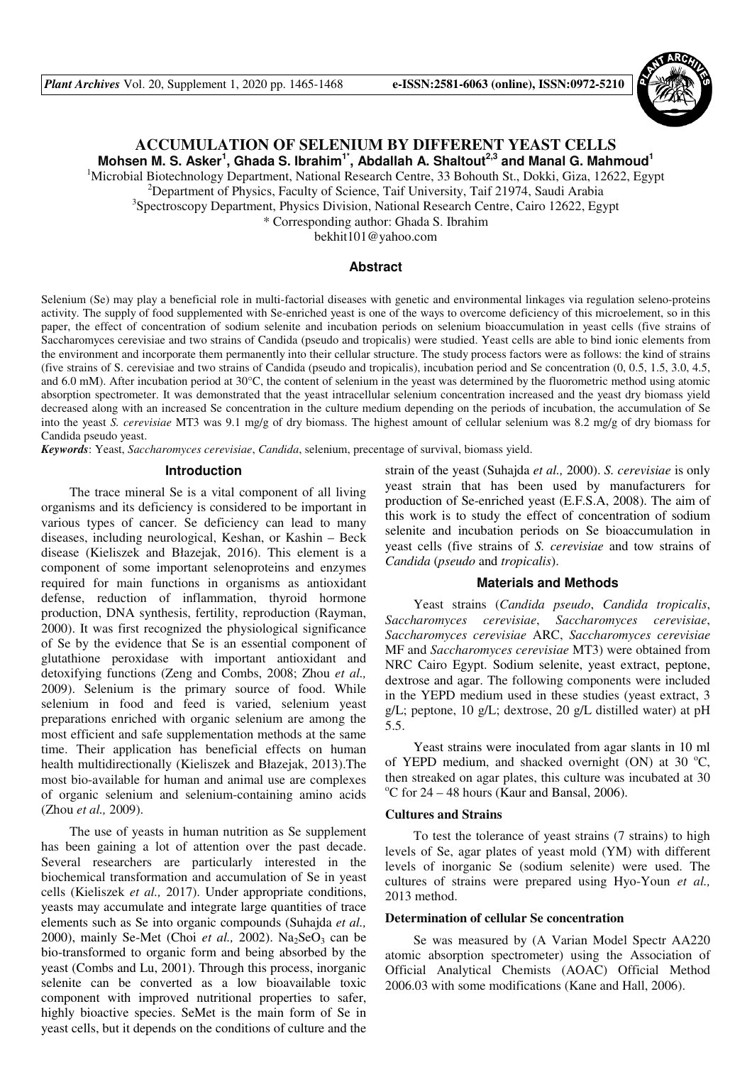# ACCUMULATION OF SELENIUM BY DIFFERENT YEAST CELLS

**Mohsen M. S. Asker[1], Ghada S. Ibrahim[1*], Abdallah A. Shaltout[2,3] and Manal G. Mahmoud[1]**

[1]Microbial Biotechnology Department, National Research Centre, 33 Bohouth St., Dokki, Giza, 12622, Egypt
[2]Department of Physics, Faculty of Science, Taif University, Taif 21974, Saudi Arabia
[3]Spectroscopy Department, Physics Division, National Research Centre, Cairo 12622, Egypt
* Corresponding author: Ghada S. Ibrahim
bekhit101@yahoo.com

## Abstract

Selenium (Se) may play a beneficial role in multi-factorial diseases with genetic and environmental linkages via regulation seleno-proteins activity. The supply of food supplemented with Se-enriched yeast is one of the ways to overcome deficiency of this microelement, so in this paper, the effect of concentration of sodium selenite and incubation periods on selenium bioaccumulation in yeast cells (five strains of Saccharomyces cerevisiae and two strains of Candida (pseudo and tropicalis) were studied. Yeast cells are able to bind ionic elements from the environment and incorporate them permanently into their cellular structure. The study process factors were as follows: the kind of strains (five strains of S. cerevisiae and two strains of Candida (pseudo and tropicalis), incubation period and Se concentration (0, 0.5, 1.5, 3.0, 4.5, and 6.0 mM). After incubation period at 30°C, the content of selenium in the yeast was determined by the fluorometric method using atomic absorption spectrometer. It was demonstrated that the yeast intracellular selenium concentration increased and the yeast dry biomass yield decreased along with an increased Se concentration in the culture medium depending on the periods of incubation, the accumulation of Se into the yeast *S. cerevisiae* MT3 was 9.1 mg/g of dry biomass. The highest amount of cellular selenium was 8.2 mg/g of dry biomass for Candida pseudo yeast.

***Keywords***: Yeast, *Saccharomyces cerevisiae*, *Candida*, selenium, precentage of survival, biomass yield.

## Introduction

The trace mineral Se is a vital component of all living organisms and its deficiency is considered to be important in various types of cancer. Se deficiency can lead to many diseases, including neurological, Keshan, or Kashin – Beck disease (Kieliszek and Błazejak, 2016). This element is a component of some important selenoproteins and enzymes required for main functions in organisms as antioxidant defense, reduction of inflammation, thyroid hormone production, DNA synthesis, fertility, reproduction (Rayman, 2000). It was first recognized the physiological significance of Se by the evidence that Se is an essential component of glutathione peroxidase with important antioxidant and detoxifying functions (Zeng and Combs, 2008; Zhou *et al.,* 2009). Selenium is the primary source of food. While selenium in food and feed is varied, selenium yeast preparations enriched with organic selenium are among the most efficient and safe supplementation methods at the same time. Their application has beneficial effects on human health multidirectionally (Kieliszek and Błazejak, 2013).The most bio-available for human and animal use are complexes of organic selenium and selenium-containing amino acids (Zhou *et al.,* 2009).

The use of yeasts in human nutrition as Se supplement has been gaining a lot of attention over the past decade. Several researchers are particularly interested in the biochemical transformation and accumulation of Se in yeast cells (Kieliszek *et al.,* 2017). Under appropriate conditions, yeasts may accumulate and integrate large quantities of trace elements such as Se into organic compounds (Suhajda *et al.,* 2000), mainly Se-Met (Choi *et al.,* 2002). $Na_2SeO_3$ can be bio-transformed to organic form and being absorbed by the yeast (Combs and Lu, 2001). Through this process, inorganic selenite can be converted as a low bioavailable toxic component with improved nutritional properties to safer, highly bioactive species. SeMet is the main form of Se in yeast cells, but it depends on the conditions of culture and the strain of the yeast (Suhajda *et al.,* 2000). *S. cerevisiae* is only yeast strain that has been used by manufacturers for production of Se-enriched yeast (E.F.S.A, 2008). The aim of this work is to study the effect of concentration of sodium selenite and incubation periods on Se bioaccumulation in yeast cells (five strains of *S. cerevisiae* and tow strains of *Candida* (*pseudo* and *tropicalis*).

## Materials and Methods

Yeast strains (*Candida pseudo*, *Candida tropicalis*, *Saccharomyces cerevisiae*, *Saccharomyces cerevisiae*, *Saccharomyces cerevisiae* ARC, *Saccharomyces cerevisiae* MF and *Saccharomyces cerevisiae* MT3) were obtained from NRC Cairo Egypt. Sodium selenite, yeast extract, peptone, dextrose and agar. The following components were included in the YEPD medium used in these studies (yeast extract, 3 g/L; peptone, 10 g/L; dextrose, 20 g/L distilled water) at pH 5.5.

Yeast strains were inoculated from agar slants in 10 ml of YEPD medium, and shacked overnight (ON) at 30 °C, then streaked on agar plates, this culture was incubated at 30 °C for 24 – 48 hours (Kaur and Bansal, 2006).

### Cultures and Strains

To test the tolerance of yeast strains (7 strains) to high levels of Se, agar plates of yeast mold (YM) with different levels of inorganic Se (sodium selenite) were used. The cultures of strains were prepared using Hyo-Youn *et al.,* 2013 method.

### Determination of cellular Se concentration

Se was measured by (A Varian Model Spectr AA220 atomic absorption spectrometer) using the Association of Official Analytical Chemists (AOAC) Official Method 2006.03 with some modifications (Kane and Hall, 2006).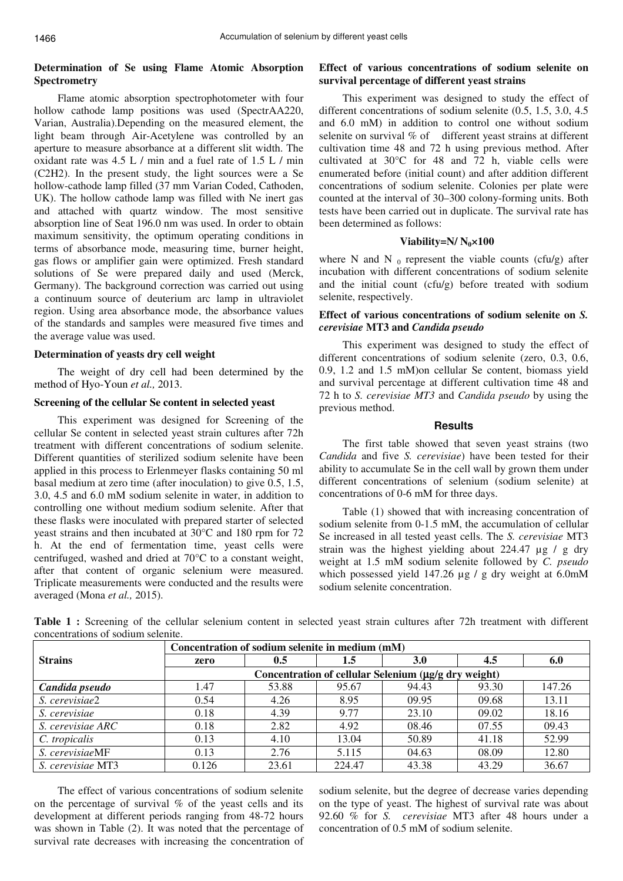### Determination of Se using Flame Atomic Absorption Spectrometry

Flame atomic absorption spectrophotometer with four hollow cathode lamp positions was used (SpectrAA220, Varian, Australia).Depending on the measured element, the light beam through Air-Acetylene was controlled by an aperture to measure absorbance at a different slit width. The oxidant rate was 4.5 L / min and a fuel rate of 1.5 L / min ($C_2H_2$). In the present study, the light sources were a Se hollow-cathode lamp filled (37 mm Varian Coded, Cathoden, UK). The hollow cathode lamp was filled with Ne inert gas and attached with quartz window. The most sensitive absorption line of Seat 196.0 nm was used. In order to obtain maximum sensitivity, the optimum operating conditions in terms of absorbance mode, measuring time, burner height, gas flows or amplifier gain were optimized. Fresh standard solutions of Se were prepared daily and used (Merck, Germany). The background correction was carried out using a continuum source of deuterium arc lamp in ultraviolet region. Using area absorbance mode, the absorbance values of the standards and samples were measured five times and the average value was used.

### Determination of yeasts dry cell weight

The weight of dry cell had been determined by the method of Hyo-Youn *et al.,* 2013.

### Screening of the cellular Se content in selected yeast

This experiment was designed for Screening of the cellular Se content in selected yeast strain cultures after 72h treatment with different concentrations of sodium selenite. Different quantities of sterilized sodium selenite have been applied in this process to Erlenmeyer flasks containing 50 ml basal medium at zero time (after inoculation) to give 0.5, 1.5, 3.0, 4.5 and 6.0 mM sodium selenite in water, in addition to controlling one without medium sodium selenite. After that these flasks were inoculated with prepared starter of selected yeast strains and then incubated at 30°C and 180 rpm for 72 h. At the end of fermentation time, yeast cells were centrifuged, washed and dried at 70°C to a constant weight, after that content of organic selenium were measured. Triplicate measurements were conducted and the results were averaged (Mona *et al.,* 2015).

### Effect of various concentrations of sodium selenite on survival percentage of different yeast strains

This experiment was designed to study the effect of different concentrations of sodium selenite (0.5, 1.5, 3.0, 4.5 and 6.0 mM) in addition to control one without sodium selenite on survival % of different yeast strains at different cultivation time 48 and 72 h using previous method. After cultivated at 30°C for 48 and 72 h, viable cells were enumerated before (initial count) and after addition different concentrations of sodium selenite. Colonies per plate were counted at the interval of 30–300 colony-forming units. Both tests have been carried out in duplicate. The survival rate has been determined as follows:

$$\text{Viability}=N/ N_0\times 100$$

where N and $N_0$ represent the viable counts (cfu/g) after incubation with different concentrations of sodium selenite and the initial count (cfu/g) before treated with sodium selenite, respectively.

### Effect of various concentrations of sodium selenite on *S. cerevisiae* MT3 and *Candida pseudo*

This experiment was designed to study the effect of different concentrations of sodium selenite (zero, 0.3, 0.6, 0.9, 1.2 and 1.5 mM)on cellular Se content, biomass yield and survival percentage at different cultivation time 48 and 72 h to *S. cerevisiae MT3* and *Candida pseudo* by using the previous method.

## Results

The first table showed that seven yeast strains (two *Candida* and five *S. cerevisiae*) have been tested for their ability to accumulate Se in the cell wall by grown them under different concentrations of selenium (sodium selenite) at concentrations of 0-6 mM for three days.

Table (1) showed that with increasing concentration of sodium selenite from 0-1.5 mM, the accumulation of cellular Se increased in all tested yeast cells. The *S. cerevisiae* MT3 strain was the highest yielding about 224.47 µg / g dry weight at 1.5 mM sodium selenite followed by *C. pseudo* which possessed yield 147.26 µg / g dry weight at 6.0mM sodium selenite concentration.

**Table 1 :** Screening of the cellular selenium content in selected yeast strain cultures after 72h treatment with different concentrations of sodium selenite.

| Strains | Concentration of sodium selenite in medium (mM) | | | | | |
|---|---|---|---|---|---|---|
| | zero | 0.5 | 1.5 | 3.0 | 4.5 | 6.0 |
| | Concentration of cellular Selenium (µg/g dry weight) | | | | | |
| ***Candida pseudo*** | 1.47 | 53.88 | 95.67 | 94.43 | 93.30 | 147.26 |
| *S. cerevisiae*2 | 0.54 | 4.26 | 8.95 | 09.95 | 09.68 | 13.11 |
| *S. cerevisiae* | 0.18 | 4.39 | 9.77 | 23.10 | 09.02 | 18.16 |
| *S. cerevisiae ARC* | 0.18 | 2.82 | 4.92 | 08.46 | 07.55 | 09.43 |
| *C. tropicalis* | 0.13 | 4.10 | 13.04 | 50.89 | 41.18 | 52.99 |
| *S. cerevisiae*MF | 0.13 | 2.76 | 5.115 | 04.63 | 08.09 | 12.80 |
| *S. cerevisiae* MT3 | 0.126 | 23.61 | 224.47 | 43.38 | 43.29 | 36.67 |

The effect of various concentrations of sodium selenite on the percentage of survival % of the yeast cells and its development at different periods ranging from 48-72 hours was shown in Table (2). It was noted that the percentage of survival rate decreases with increasing the concentration of sodium selenite, but the degree of decrease varies depending on the type of yeast. The highest of survival rate was about 92.60 % for *S. cerevisiae* MT3 after 48 hours under a concentration of 0.5 mM of sodium selenite.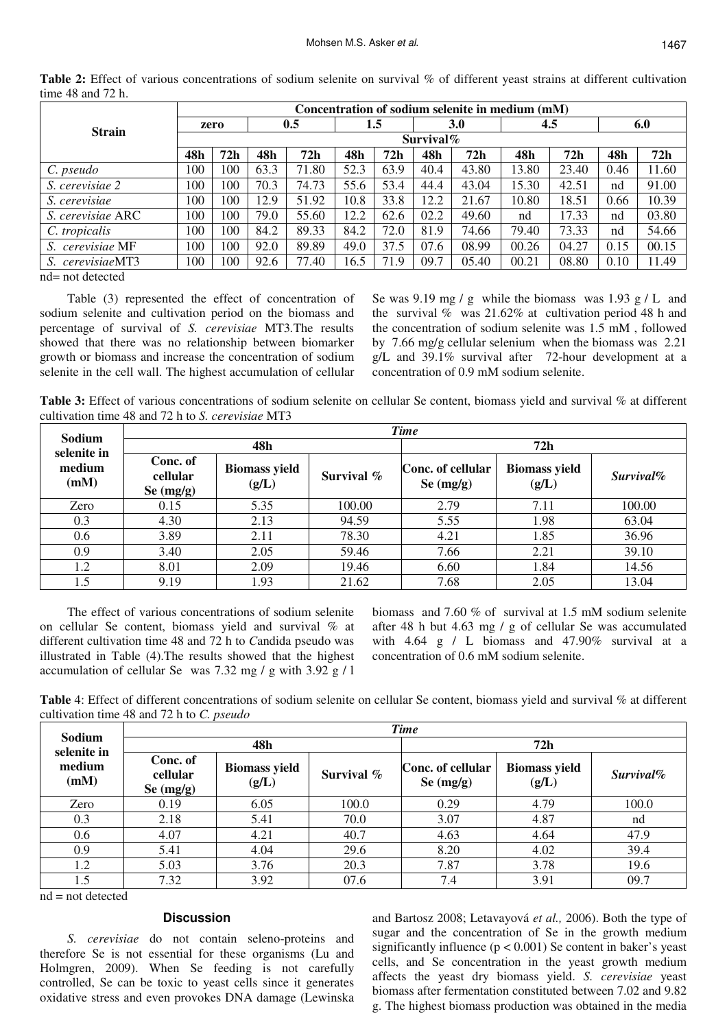**Table 2:** Effect of various concentrations of sodium selenite on survival % of different yeast strains at different cultivation time 48 and 72 h.

| Strain | Concentration of sodium selenite in medium (mM) | | | | | | | | | | | |
|---|---|---|---|---|---|---|---|---|---|---|---|---|
| | zero | | 0.5 | | 1.5 | | 3.0 | | 4.5 | | 6.0 | |
| | Survival% | | | | | | | | | | | |
| | 48h | 72h | 48h | 72h | 48h | 72h | 48h | 72h | 48h | 72h | 48h | 72h |
| *C. pseudo* | 100 | 100 | 63.3 | 71.80 | 52.3 | 63.9 | 40.4 | 43.80 | 13.80 | 23.40 | 0.46 | 11.60 |
| *S. cerevisiae 2* | 100 | 100 | 70.3 | 74.73 | 55.6 | 53.4 | 44.4 | 43.04 | 15.30 | 42.51 | nd | 91.00 |
| *S. cerevisiae* | 100 | 100 | 12.9 | 51.92 | 10.8 | 33.8 | 12.2 | 21.67 | 10.80 | 18.51 | 0.66 | 10.39 |
| *S. cerevisiae* ARC | 100 | 100 | 79.0 | 55.60 | 12.2 | 62.6 | 02.2 | 49.60 | nd | 17.33 | nd | 03.80 |
| *C. tropicalis* | 100 | 100 | 84.2 | 89.33 | 84.2 | 72.0 | 81.9 | 74.66 | 79.40 | 73.33 | nd | 54.66 |
| *S. cerevisiae* MF | 100 | 100 | 92.0 | 89.89 | 49.0 | 37.5 | 07.6 | 08.99 | 00.26 | 04.27 | 0.15 | 00.15 |
| *S. cerevisiae*MT3 | 100 | 100 | 92.6 | 77.40 | 16.5 | 71.9 | 09.7 | 05.40 | 00.21 | 08.80 | 0.10 | 11.49 |

nd= not detected

Table (3) represented the effect of concentration of sodium selenite and cultivation period on the biomass and percentage of survival of *S. cerevisiae* MT3.The results showed that there was no relationship between biomarker growth or biomass and increase the concentration of sodium selenite in the cell wall. The highest accumulation of cellular Se was 9.19 mg / g while the biomass was 1.93 g / L and the survival % was 21.62% at cultivation period 48 h and the concentration of sodium selenite was 1.5 mM , followed by 7.66 mg/g cellular selenium when the biomass was 2.21 g/L and 39.1% survival after 72-hour development at a concentration of 0.9 mM sodium selenite.

**Table 3:** Effect of various concentrations of sodium selenite on cellular Se content, biomass yield and survival % at different cultivation time 48 and 72 h to *S. cerevisiae* MT3

| Sodium selenite in medium (mM) | *Time* | | | | | |
|---|---|---|---|---|---|---|
| | 48h | | | 72h | | |
| | Conc. of cellular Se (mg/g) | Biomass yield (g/L) | Survival % | Conc. of cellular Se (mg/g) | Biomass yield (g/L) | *Survival%* |
| Zero | 0.15 | 5.35 | 100.00 | 2.79 | 7.11 | 100.00 |
| 0.3 | 4.30 | 2.13 | 94.59 | 5.55 | 1.98 | 63.04 |
| 0.6 | 3.89 | 2.11 | 78.30 | 4.21 | 1.85 | 36.96 |
| 0.9 | 3.40 | 2.05 | 59.46 | 7.66 | 2.21 | 39.10 |
| 1.2 | 8.01 | 2.09 | 19.46 | 6.60 | 1.84 | 14.56 |
| 1.5 | 9.19 | 1.93 | 21.62 | 7.68 | 2.05 | 13.04 |

The effect of various concentrations of sodium selenite on cellular Se content, biomass yield and survival % at different cultivation time 48 and 72 h to *C*andida pseudo was illustrated in Table (4).The results showed that the highest accumulation of cellular Se was 7.32 mg / g with 3.92 g / l biomass and 7.60 % of survival at 1.5 mM sodium selenite after 48 h but 4.63 mg / g of cellular Se was accumulated with 4.64 g / L biomass and 47.90% survival at a concentration of 0.6 mM sodium selenite.

**Table** 4: Effect of different concentrations of sodium selenite on cellular Se content, biomass yield and survival % at different cultivation time 48 and 72 h to *C. pseudo*

| Sodium selenite in medium (mM) | *Time* | | | | | |
|---|---|---|---|---|---|---|
| | 48h | | | 72h | | |
| | Conc. of cellular Se (mg/g) | Biomass yield (g/L) | Survival % | Conc. of cellular Se (mg/g) | Biomass yield (g/L) | *Survival%* |
| Zero | 0.19 | 6.05 | 100.0 | 0.29 | 4.79 | 100.0 |
| 0.3 | 2.18 | 5.41 | 70.0 | 3.07 | 4.87 | nd |
| 0.6 | 4.07 | 4.21 | 40.7 | 4.63 | 4.64 | 47.9 |
| 0.9 | 5.41 | 4.04 | 29.6 | 8.20 | 4.02 | 39.4 |
| 1.2 | 5.03 | 3.76 | 20.3 | 7.87 | 3.78 | 19.6 |
| 1.5 | 7.32 | 3.92 | 07.6 | 7.4 | 3.91 | 09.7 |

nd = not detected

## Discussion

*S. cerevisiae* do not contain seleno-proteins and therefore Se is not essential for these organisms (Lu and Holmgren, 2009). When Se feeding is not carefully controlled, Se can be toxic to yeast cells since it generates oxidative stress and even provokes DNA damage (Lewinska and Bartosz 2008; Letavayová *et al.,* 2006). Both the type of sugar and the concentration of Se in the growth medium significantly influence ($p < 0.001$) Se content in baker's yeast cells, and Se concentration in the yeast growth medium affects the yeast dry biomass yield. *S. cerevisiae* yeast biomass after fermentation constituted between 7.02 and 9.82 g. The highest biomass production was obtained in the media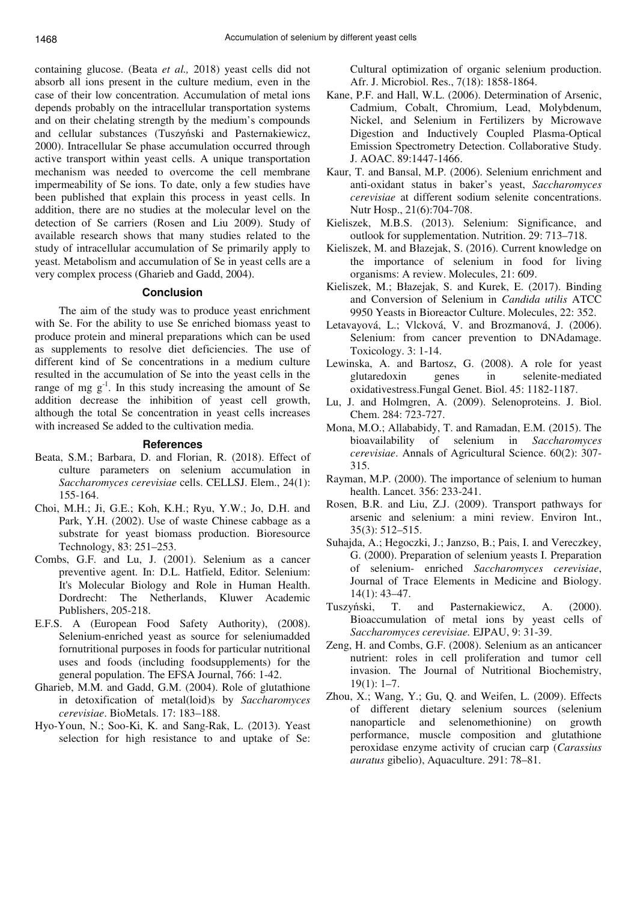containing glucose. (Beata *et al.,* 2018) yeast cells did not absorb all ions present in the culture medium, even in the case of their low concentration. Accumulation of metal ions depends probably on the intracellular transportation systems and on their chelating strength by the medium's compounds and cellular substances (Tuszyński and Pasternakiewicz, 2000). Intracellular Se phase accumulation occurred through active transport within yeast cells. A unique transportation mechanism was needed to overcome the cell membrane impermeability of Se ions. To date, only a few studies have been published that explain this process in yeast cells. In addition, there are no studies at the molecular level on the detection of Se carriers (Rosen and Liu 2009). Study of available research shows that many studies related to the study of intracellular accumulation of Se primarily apply to yeast. Metabolism and accumulation of Se in yeast cells are a very complex process (Gharieb and Gadd, 2004).

## Conclusion

The aim of the study was to produce yeast enrichment with Se. For the ability to use Se enriched biomass yeast to produce protein and mineral preparations which can be used as supplements to resolve diet deficiencies. The use of different kind of Se concentrations in a medium culture resulted in the accumulation of Se into the yeast cells in the range of mg $g^{-1}$. In this study increasing the amount of Se addition decrease the inhibition of yeast cell growth, although the total Se concentration in yeast cells increases with increased Se added to the cultivation media.

## References

Beata, S.M.; Barbara, D. and Florian, R. (2018). Effect of culture parameters on selenium accumulation in *Saccharomyces cerevisiae* cells. CELLSJ. Elem., 24(1): 155-164.

Choi, M.H.; Ji, G.E.; Koh, K.H.; Ryu, Y.W.; Jo, D.H. and Park, Y.H. (2002). Use of waste Chinese cabbage as a substrate for yeast biomass production. Bioresource Technology, 83: 251–253.

Combs, G.F. and Lu, J. (2001). Selenium as a cancer preventive agent. In: D.L. Hatfield, Editor. Selenium: It's Molecular Biology and Role in Human Health. Dordrecht: The Netherlands, Kluwer Academic Publishers, 205-218.

E.F.S. A (European Food Safety Authority), (2008). Selenium-enriched yeast as source for seleniumadded fornutritional purposes in foods for particular nutritional uses and foods (including foodsupplements) for the general population. The EFSA Journal, 766: 1-42.

Gharieb, M.M. and Gadd, G.M. (2004). Role of glutathione in detoxification of metal(loid)s by *Saccharomyces cerevisiae*. BioMetals. 17: 183–188.

Hyo-Youn, N.; Soo-Ki, K. and Sang-Rak, L. (2013). Yeast selection for high resistance to and uptake of Se: Cultural optimization of organic selenium production. Afr. J. Microbiol. Res., 7(18): 1858-1864.

Kane, P.F. and Hall, W.L. (2006). Determination of Arsenic, Cadmium, Cobalt, Chromium, Lead, Molybdenum, Nickel, and Selenium in Fertilizers by Microwave Digestion and Inductively Coupled Plasma-Optical Emission Spectrometry Detection. Collaborative Study. J. AOAC. 89:1447-1466.

Kaur, T. and Bansal, M.P. (2006). Selenium enrichment and anti-oxidant status in baker's yeast, *Saccharomyces cerevisiae* at different sodium selenite concentrations. Nutr Hosp., 21(6):704-708.

Kieliszek, M.B.S. (2013). Selenium: Significance, and outlook for supplementation. Nutrition. 29: 713–718.

Kieliszek, M. and Błazejak, S. (2016). Current knowledge on the importance of selenium in food for living organisms: A review. Molecules, 21: 609.

Kieliszek, M.; Błazejak, S. and Kurek, E. (2017). Binding and Conversion of Selenium in *Candida utilis* ATCC 9950 Yeasts in Bioreactor Culture. Molecules, 22: 352.

Letavayová, L.; Vlcková, V. and Brozmanová, J. (2006). Selenium: from cancer prevention to DNAdamage. Toxicology. 3: 1-14.

Lewinska, A. and Bartosz, G. (2008). A role for yeast glutaredoxin genes in selenite-mediated oxidativestress.Fungal Genet. Biol. 45: 1182-1187.

Lu, J. and Holmgren, A. (2009). Selenoproteins. J. Biol. Chem. 284: 723-727.

Mona, M.O.; Allababidy, T. and Ramadan, E.M. (2015). The bioavailability of selenium in *Saccharomyces cerevisiae*. Annals of Agricultural Science. 60(2): 307-315.

Rayman, M.P. (2000). The importance of selenium to human health. Lancet. 356: 233-241.

Rosen, B.R. and Liu, Z.J. (2009). Transport pathways for arsenic and selenium: a mini review. Environ Int., 35(3): 512–515.

Suhajda, A.; Hegoczki, J.; Janzso, B.; Pais, I. and Vereczkey, G. (2000). Preparation of selenium yeasts I. Preparation of selenium- enriched *Saccharomyces cerevisiae*, Journal of Trace Elements in Medicine and Biology. 14(1): 43–47.

Tuszyński, T. and Pasternakiewicz, A. (2000). Bioaccumulation of metal ions by yeast cells of *Saccharomyces cerevisiae.* EJPAU, 9: 31-39.

Zeng, H. and Combs, G.F. (2008). Selenium as an anticancer nutrient: roles in cell proliferation and tumor cell invasion. The Journal of Nutritional Biochemistry, 19(1): 1–7.

Zhou, X.; Wang, Y.; Gu, Q. and Weifen, L. (2009). Effects of different dietary selenium sources (selenium nanoparticle and selenomethionine) on growth performance, muscle composition and glutathione peroxidase enzyme activity of crucian carp (*Carassius auratus* gibelio), Aquaculture. 291: 78–81.